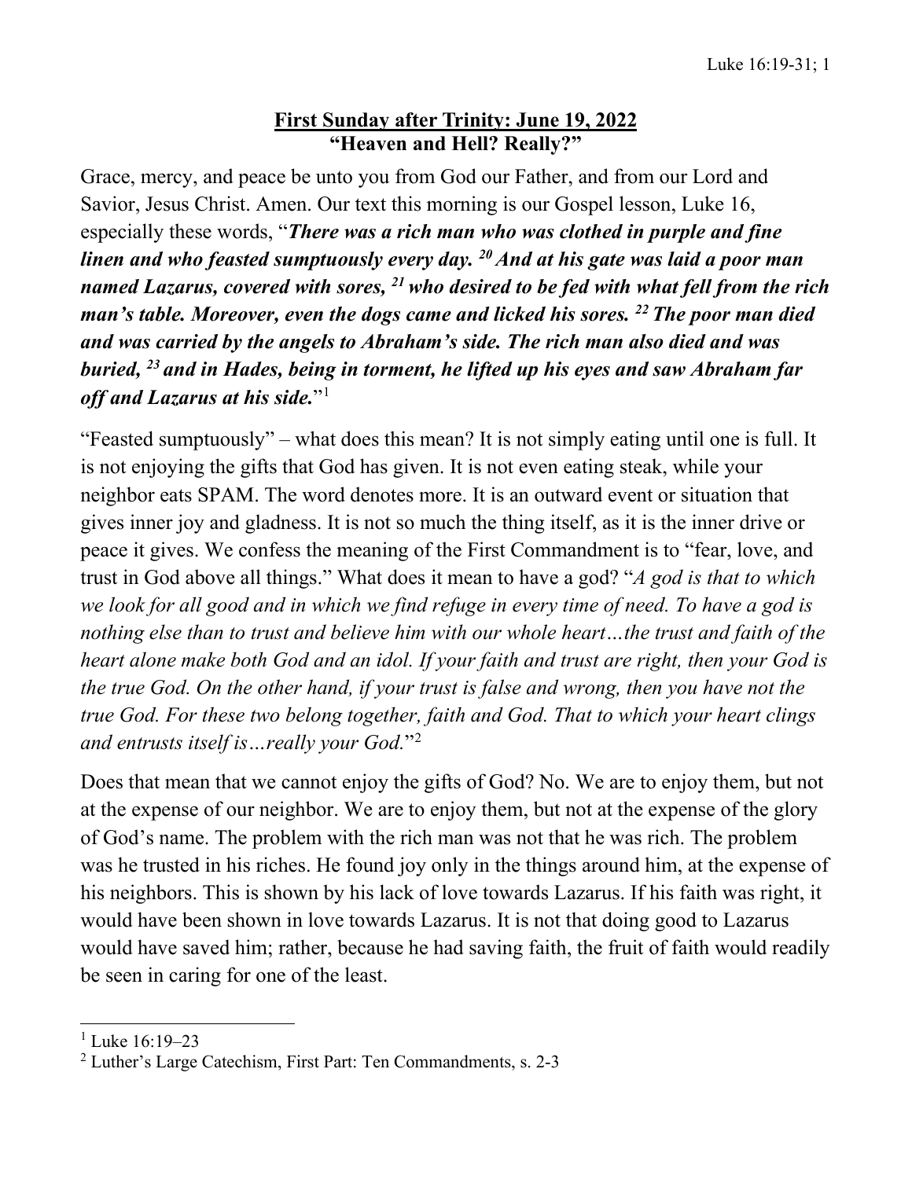## **First Sunday after Trinity: June 19, 2022**
## **"Heaven and Hell? Really?"**

Grace, mercy, and peace be unto you from God our Father, and from our Lord and Savior, Jesus Christ. Amen. Our text this morning is our Gospel lesson, Luke 16, especially these words, "***There was a rich man who was clothed in purple and fine linen and who feasted sumptuously every day. [20] And at his gate was laid a poor man named Lazarus, covered with sores, [21] who desired to be fed with what fell from the rich man's table. Moreover, even the dogs came and licked his sores. [22] The poor man died and was carried by the angels to Abraham's side. The rich man also died and was buried, [23] and in Hades, being in torment, he lifted up his eyes and saw Abraham far off and Lazarus at his side.***"[1]

"Feasted sumptuously" – what does this mean? It is not simply eating until one is full. It is not enjoying the gifts that God has given. It is not even eating steak, while your neighbor eats SPAM. The word denotes more. It is an outward event or situation that gives inner joy and gladness. It is not so much the thing itself, as it is the inner drive or peace it gives. We confess the meaning of the First Commandment is to "fear, love, and trust in God above all things." What does it mean to have a god? "*A god is that to which we look for all good and in which we find refuge in every time of need. To have a god is nothing else than to trust and believe him with our whole heart…the trust and faith of the heart alone make both God and an idol. If your faith and trust are right, then your God is the true God. On the other hand, if your trust is false and wrong, then you have not the true God. For these two belong together, faith and God. That to which your heart clings and entrusts itself is…really your God.*"[2]

Does that mean that we cannot enjoy the gifts of God? No. We are to enjoy them, but not at the expense of our neighbor. We are to enjoy them, but not at the expense of the glory of God's name. The problem with the rich man was not that he was rich. The problem was he trusted in his riches. He found joy only in the things around him, at the expense of his neighbors. This is shown by his lack of love towards Lazarus. If his faith was right, it would have been shown in love towards Lazarus. It is not that doing good to Lazarus would have saved him; rather, because he had saving faith, the fruit of faith would readily be seen in caring for one of the least.

---

[1] Luke 16:19–23

[2] Luther's Large Catechism, First Part: Ten Commandments, s. 2-3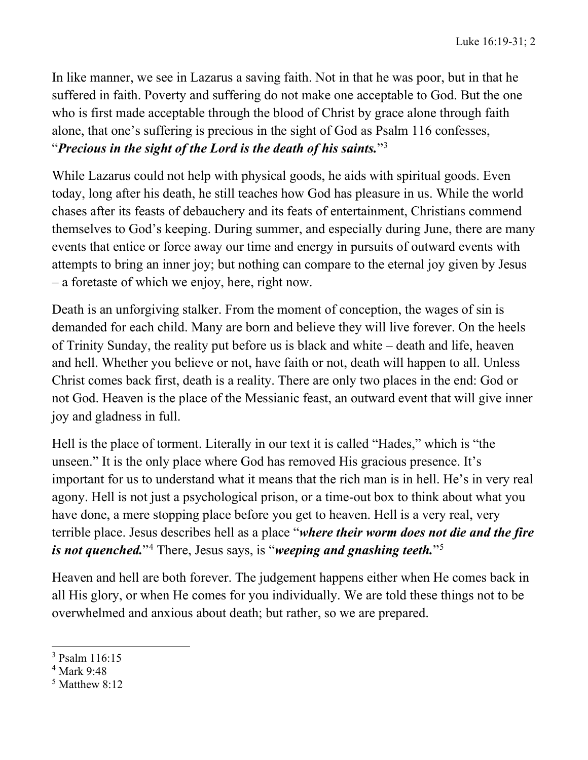In like manner, we see in Lazarus a saving faith. Not in that he was poor, but in that he suffered in faith. Poverty and suffering do not make one acceptable to God. But the one who is first made acceptable through the blood of Christ by grace alone through faith alone, that one's suffering is precious in the sight of God as Psalm 116 confesses, "***Precious in the sight of the Lord is the death of his saints.***"[3]

While Lazarus could not help with physical goods, he aids with spiritual goods. Even today, long after his death, he still teaches how God has pleasure in us. While the world chases after its feasts of debauchery and its feats of entertainment, Christians commend themselves to God's keeping. During summer, and especially during June, there are many events that entice or force away our time and energy in pursuits of outward events with attempts to bring an inner joy; but nothing can compare to the eternal joy given by Jesus – a foretaste of which we enjoy, here, right now.

Death is an unforgiving stalker. From the moment of conception, the wages of sin is demanded for each child. Many are born and believe they will live forever. On the heels of Trinity Sunday, the reality put before us is black and white – death and life, heaven and hell. Whether you believe or not, have faith or not, death will happen to all. Unless Christ comes back first, death is a reality. There are only two places in the end: God or not God. Heaven is the place of the Messianic feast, an outward event that will give inner joy and gladness in full.

Hell is the place of torment. Literally in our text it is called "Hades," which is "the unseen." It is the only place where God has removed His gracious presence. It's important for us to understand what it means that the rich man is in hell. He's in very real agony. Hell is not just a psychological prison, or a time-out box to think about what you have done, a mere stopping place before you get to heaven. Hell is a very real, very terrible place. Jesus describes hell as a place "***where their worm does not die and the fire is not quenched.***"[4] There, Jesus says, is "***weeping and gnashing teeth.***"[5]

Heaven and hell are both forever. The judgement happens either when He comes back in all His glory, or when He comes for you individually. We are told these things not to be overwhelmed and anxious about death; but rather, so we are prepared.

---

[3] Psalm 116:15

[4] Mark 9:48

[5] Matthew 8:12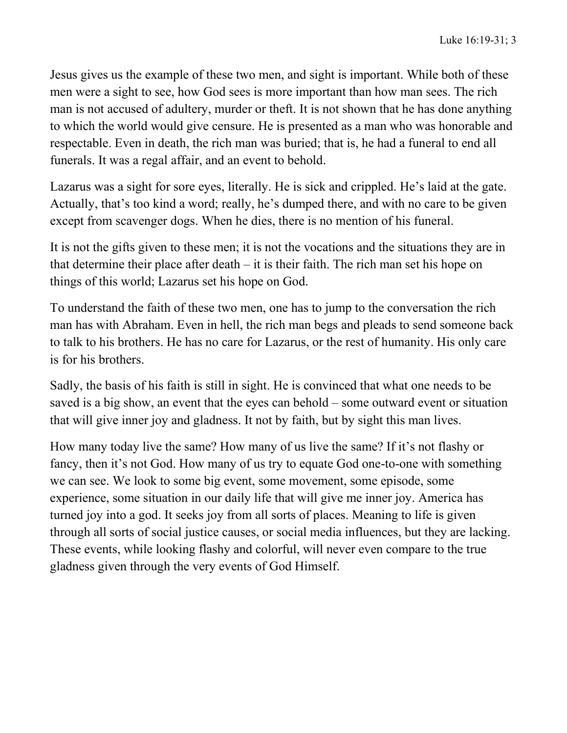Jesus gives us the example of these two men, and sight is important. While both of these men were a sight to see, how God sees is more important than how man sees. The rich man is not accused of adultery, murder or theft. It is not shown that he has done anything to which the world would give censure. He is presented as a man who was honorable and respectable. Even in death, the rich man was buried; that is, he had a funeral to end all funerals. It was a regal affair, and an event to behold.

Lazarus was a sight for sore eyes, literally. He is sick and crippled. He's laid at the gate. Actually, that's too kind a word; really, he's dumped there, and with no care to be given except from scavenger dogs. When he dies, there is no mention of his funeral.

It is not the gifts given to these men; it is not the vocations and the situations they are in that determine their place after death – it is their faith. The rich man set his hope on things of this world; Lazarus set his hope on God.

To understand the faith of these two men, one has to jump to the conversation the rich man has with Abraham. Even in hell, the rich man begs and pleads to send someone back to talk to his brothers. He has no care for Lazarus, or the rest of humanity. His only care is for his brothers.

Sadly, the basis of his faith is still in sight. He is convinced that what one needs to be saved is a big show, an event that the eyes can behold – some outward event or situation that will give inner joy and gladness. It not by faith, but by sight this man lives.

How many today live the same? How many of us live the same? If it's not flashy or fancy, then it's not God. How many of us try to equate God one-to-one with something we can see. We look to some big event, some movement, some episode, some experience, some situation in our daily life that will give me inner joy. America has turned joy into a god. It seeks joy from all sorts of places. Meaning to life is given through all sorts of social justice causes, or social media influences, but they are lacking. These events, while looking flashy and colorful, will never even compare to the true gladness given through the very events of God Himself.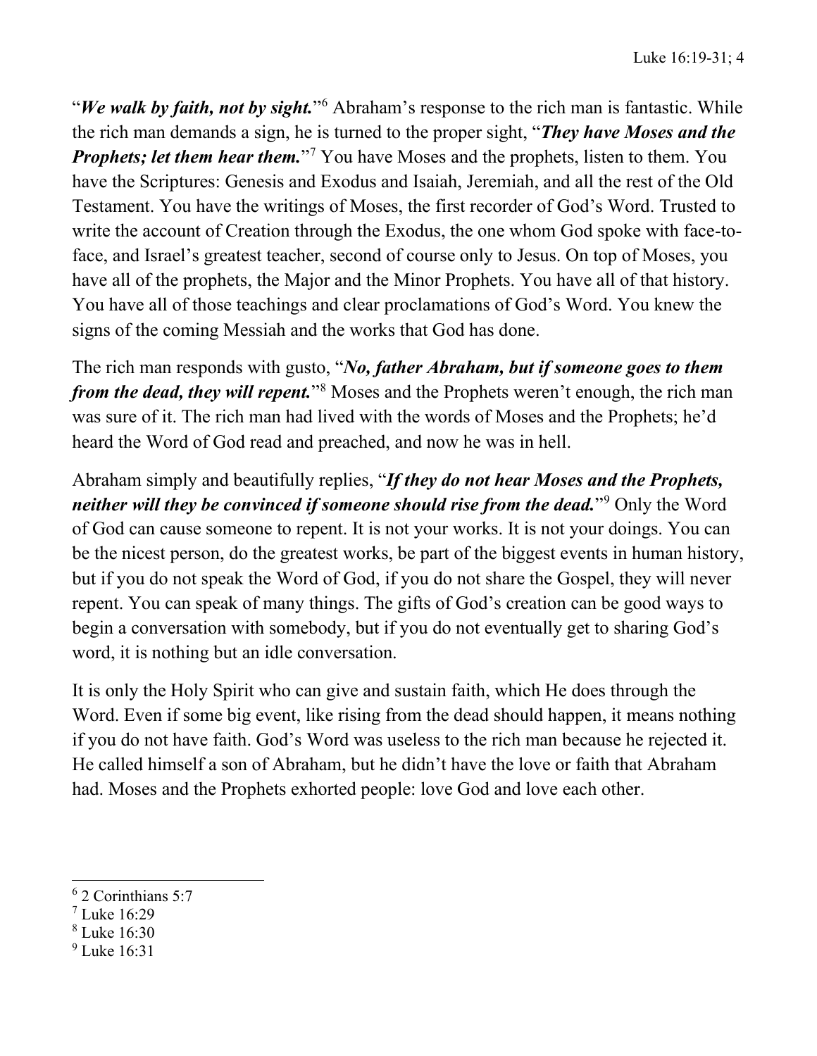"***We walk by faith, not by sight.***"[6] Abraham's response to the rich man is fantastic. While the rich man demands a sign, he is turned to the proper sight, "***They have Moses and the Prophets; let them hear them.***"[7] You have Moses and the prophets, listen to them. You have the Scriptures: Genesis and Exodus and Isaiah, Jeremiah, and all the rest of the Old Testament. You have the writings of Moses, the first recorder of God's Word. Trusted to write the account of Creation through the Exodus, the one whom God spoke with face-to-face, and Israel's greatest teacher, second of course only to Jesus. On top of Moses, you have all of the prophets, the Major and the Minor Prophets. You have all of that history. You have all of those teachings and clear proclamations of God's Word. You knew the signs of the coming Messiah and the works that God has done.

The rich man responds with gusto, "***No, father Abraham, but if someone goes to them from the dead, they will repent.***"[8] Moses and the Prophets weren't enough, the rich man was sure of it. The rich man had lived with the words of Moses and the Prophets; he'd heard the Word of God read and preached, and now he was in hell.

Abraham simply and beautifully replies, "***If they do not hear Moses and the Prophets, neither will they be convinced if someone should rise from the dead.***"[9] Only the Word of God can cause someone to repent. It is not your works. It is not your doings. You can be the nicest person, do the greatest works, be part of the biggest events in human history, but if you do not speak the Word of God, if you do not share the Gospel, they will never repent. You can speak of many things. The gifts of God's creation can be good ways to begin a conversation with somebody, but if you do not eventually get to sharing God's word, it is nothing but an idle conversation.

It is only the Holy Spirit who can give and sustain faith, which He does through the Word. Even if some big event, like rising from the dead should happen, it means nothing if you do not have faith. God's Word was useless to the rich man because he rejected it. He called himself a son of Abraham, but he didn't have the love or faith that Abraham had. Moses and the Prophets exhorted people: love God and love each other.

---

[6] 2 Corinthians 5:7
[7] Luke 16:29
[8] Luke 16:30
[9] Luke 16:31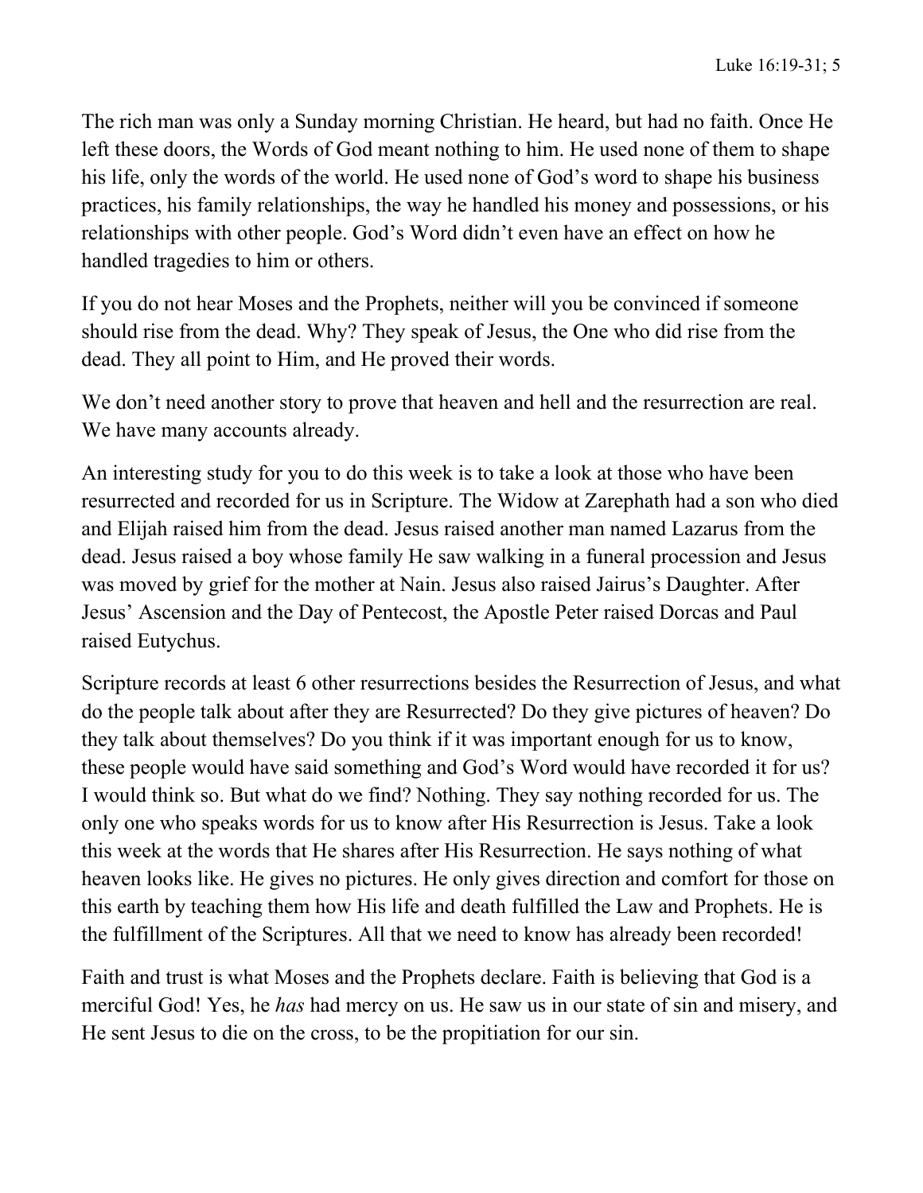The rich man was only a Sunday morning Christian. He heard, but had no faith. Once He left these doors, the Words of God meant nothing to him. He used none of them to shape his life, only the words of the world. He used none of God's word to shape his business practices, his family relationships, the way he handled his money and possessions, or his relationships with other people. God's Word didn't even have an effect on how he handled tragedies to him or others.

If you do not hear Moses and the Prophets, neither will you be convinced if someone should rise from the dead. Why? They speak of Jesus, the One who did rise from the dead. They all point to Him, and He proved their words.

We don't need another story to prove that heaven and hell and the resurrection are real. We have many accounts already.

An interesting study for you to do this week is to take a look at those who have been resurrected and recorded for us in Scripture. The Widow at Zarephath had a son who died and Elijah raised him from the dead. Jesus raised another man named Lazarus from the dead. Jesus raised a boy whose family He saw walking in a funeral procession and Jesus was moved by grief for the mother at Nain. Jesus also raised Jairus's Daughter. After Jesus' Ascension and the Day of Pentecost, the Apostle Peter raised Dorcas and Paul raised Eutychus.

Scripture records at least 6 other resurrections besides the Resurrection of Jesus, and what do the people talk about after they are Resurrected? Do they give pictures of heaven? Do they talk about themselves? Do you think if it was important enough for us to know, these people would have said something and God's Word would have recorded it for us? I would think so. But what do we find? Nothing. They say nothing recorded for us. The only one who speaks words for us to know after His Resurrection is Jesus. Take a look this week at the words that He shares after His Resurrection. He says nothing of what heaven looks like. He gives no pictures. He only gives direction and comfort for those on this earth by teaching them how His life and death fulfilled the Law and Prophets. He is the fulfillment of the Scriptures. All that we need to know has already been recorded!

Faith and trust is what Moses and the Prophets declare. Faith is believing that God is a merciful God! Yes, he *has* had mercy on us. He saw us in our state of sin and misery, and He sent Jesus to die on the cross, to be the propitiation for our sin.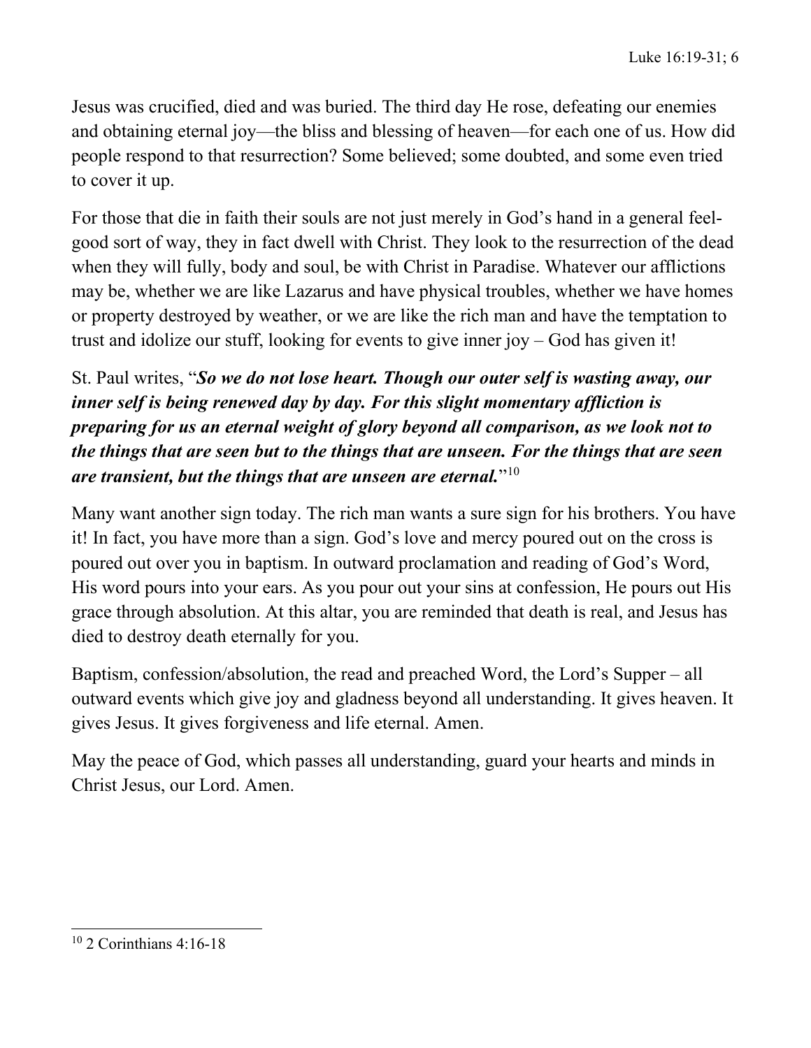Jesus was crucified, died and was buried. The third day He rose, defeating our enemies and obtaining eternal joy—the bliss and blessing of heaven—for each one of us. How did people respond to that resurrection? Some believed; some doubted, and some even tried to cover it up.

For those that die in faith their souls are not just merely in God's hand in a general feel-good sort of way, they in fact dwell with Christ. They look to the resurrection of the dead when they will fully, body and soul, be with Christ in Paradise. Whatever our afflictions may be, whether we are like Lazarus and have physical troubles, whether we have homes or property destroyed by weather, or we are like the rich man and have the temptation to trust and idolize our stuff, looking for events to give inner joy – God has given it!

St. Paul writes, "***So we do not lose heart. Though our outer self is wasting away, our inner self is being renewed day by day. For this slight momentary affliction is preparing for us an eternal weight of glory beyond all comparison, as we look not to the things that are seen but to the things that are unseen. For the things that are seen are transient, but the things that are unseen are eternal.***"[10]

Many want another sign today. The rich man wants a sure sign for his brothers. You have it! In fact, you have more than a sign. God's love and mercy poured out on the cross is poured out over you in baptism. In outward proclamation and reading of God's Word, His word pours into your ears. As you pour out your sins at confession, He pours out His grace through absolution. At this altar, you are reminded that death is real, and Jesus has died to destroy death eternally for you.

Baptism, confession/absolution, the read and preached Word, the Lord's Supper – all outward events which give joy and gladness beyond all understanding. It gives heaven. It gives Jesus. It gives forgiveness and life eternal. Amen.

May the peace of God, which passes all understanding, guard your hearts and minds in Christ Jesus, our Lord. Amen.

---

[10] 2 Corinthians 4:16-18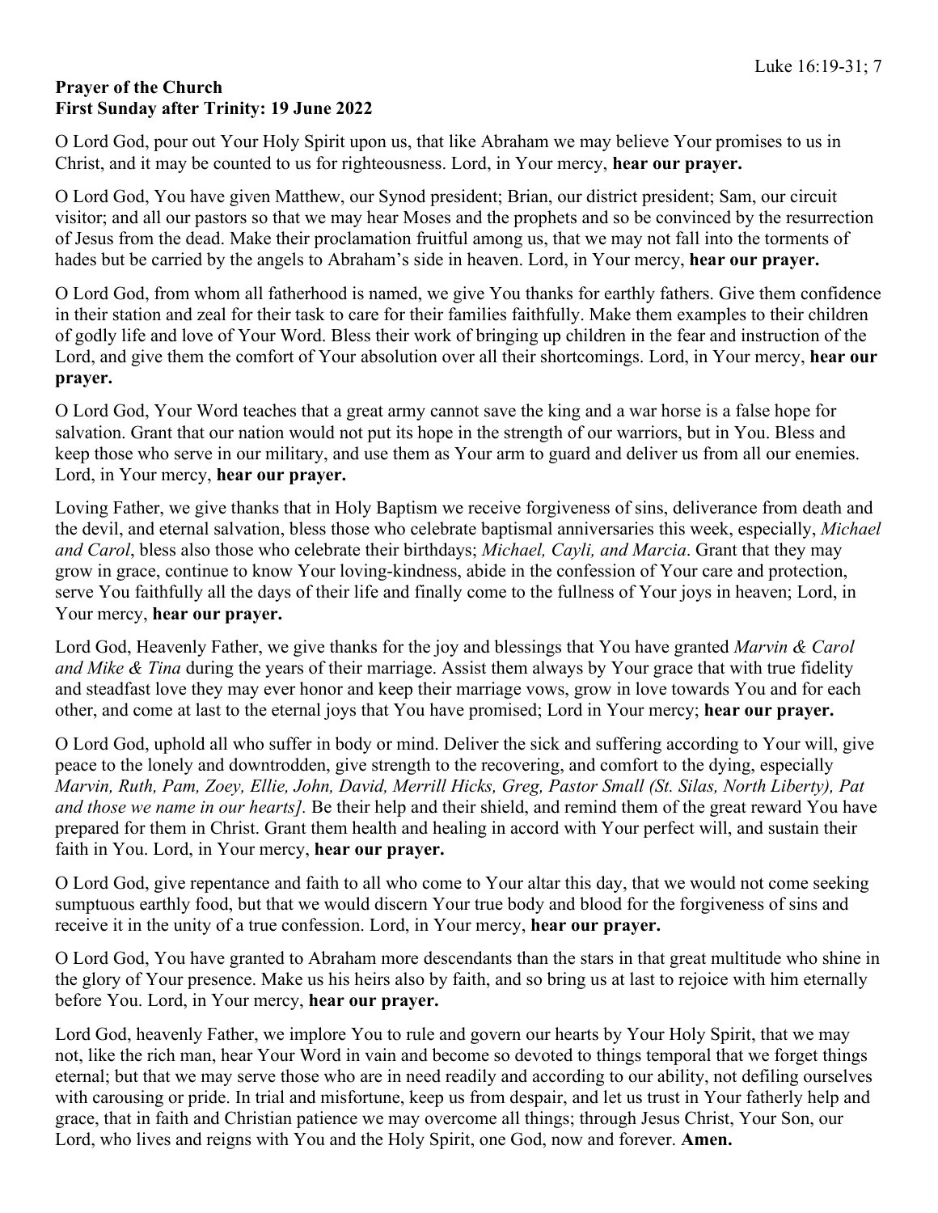**Prayer of the Church**
**First Sunday after Trinity: 19 June 2022**

O Lord God, pour out Your Holy Spirit upon us, that like Abraham we may believe Your promises to us in Christ, and it may be counted to us for righteousness. Lord, in Your mercy, **hear our prayer.**

O Lord God, You have given Matthew, our Synod president; Brian, our district president; Sam, our circuit visitor; and all our pastors so that we may hear Moses and the prophets and so be convinced by the resurrection of Jesus from the dead. Make their proclamation fruitful among us, that we may not fall into the torments of hades but be carried by the angels to Abraham's side in heaven. Lord, in Your mercy, **hear our prayer.**

O Lord God, from whom all fatherhood is named, we give You thanks for earthly fathers. Give them confidence in their station and zeal for their task to care for their families faithfully. Make them examples to their children of godly life and love of Your Word. Bless their work of bringing up children in the fear and instruction of the Lord, and give them the comfort of Your absolution over all their shortcomings. Lord, in Your mercy, **hear our prayer.**

O Lord God, Your Word teaches that a great army cannot save the king and a war horse is a false hope for salvation. Grant that our nation would not put its hope in the strength of our warriors, but in You. Bless and keep those who serve in our military, and use them as Your arm to guard and deliver us from all our enemies. Lord, in Your mercy, **hear our prayer.**

Loving Father, we give thanks that in Holy Baptism we receive forgiveness of sins, deliverance from death and the devil, and eternal salvation, bless those who celebrate baptismal anniversaries this week, especially, *Michael and Carol*, bless also those who celebrate their birthdays; *Michael, Cayli, and Marcia*. Grant that they may grow in grace, continue to know Your loving-kindness, abide in the confession of Your care and protection, serve You faithfully all the days of their life and finally come to the fullness of Your joys in heaven; Lord, in Your mercy, **hear our prayer.**

Lord God, Heavenly Father, we give thanks for the joy and blessings that You have granted *Marvin & Carol and Mike & Tina* during the years of their marriage. Assist them always by Your grace that with true fidelity and steadfast love they may ever honor and keep their marriage vows, grow in love towards You and for each other, and come at last to the eternal joys that You have promised; Lord in Your mercy; **hear our prayer.**

O Lord God, uphold all who suffer in body or mind. Deliver the sick and suffering according to Your will, give peace to the lonely and downtrodden, give strength to the recovering, and comfort to the dying, especially *Marvin, Ruth, Pam, Zoey, Ellie, John, David, Merrill Hicks, Greg, Pastor Small (St. Silas, North Liberty), Pat and those we name in our hearts].* Be their help and their shield, and remind them of the great reward You have prepared for them in Christ. Grant them health and healing in accord with Your perfect will, and sustain their faith in You. Lord, in Your mercy, **hear our prayer.**

O Lord God, give repentance and faith to all who come to Your altar this day, that we would not come seeking sumptuous earthly food, but that we would discern Your true body and blood for the forgiveness of sins and receive it in the unity of a true confession. Lord, in Your mercy, **hear our prayer.**

O Lord God, You have granted to Abraham more descendants than the stars in that great multitude who shine in the glory of Your presence. Make us his heirs also by faith, and so bring us at last to rejoice with him eternally before You. Lord, in Your mercy, **hear our prayer.**

Lord God, heavenly Father, we implore You to rule and govern our hearts by Your Holy Spirit, that we may not, like the rich man, hear Your Word in vain and become so devoted to things temporal that we forget things eternal; but that we may serve those who are in need readily and according to our ability, not defiling ourselves with carousing or pride. In trial and misfortune, keep us from despair, and let us trust in Your fatherly help and grace, that in faith and Christian patience we may overcome all things; through Jesus Christ, Your Son, our Lord, who lives and reigns with You and the Holy Spirit, one God, now and forever. **Amen.**